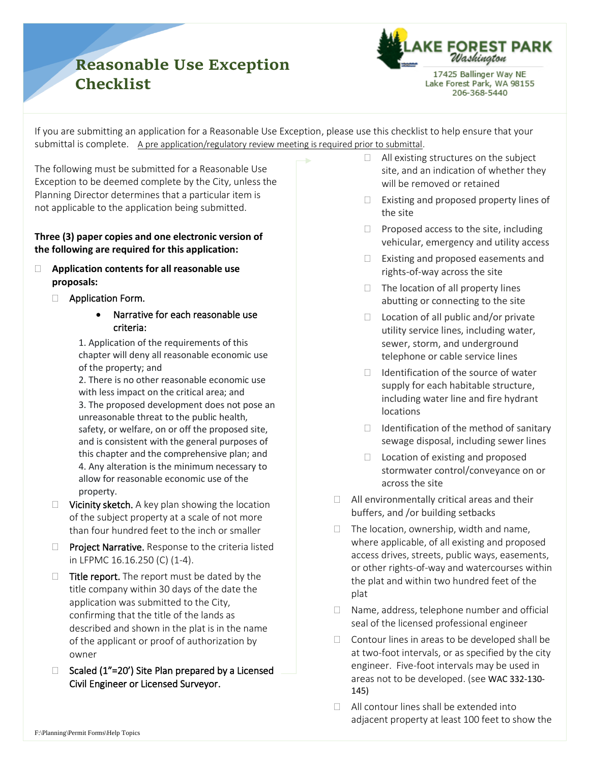# Reasonable Use Exception Checklist

LAKE FOREST PARK *Washington*

17425 Ballinger Way NE
Lake Forest Park, WA 98155
206-368-5440

If you are submitting an application for a Reasonable Use Exception, please use this checklist to help ensure that your submittal is complete. A pre application/regulatory review meeting is required prior to submittal.

The following must be submitted for a Reasonable Use Exception to be deemed complete by the City, unless the Planning Director determines that a particular item is not applicable to the application being submitted.

**Three (3) paper copies and one electronic version of the following are required for this application:**

- ☐ **Application contents for all reasonable use proposals:**
  - ☐ Application Form.
    - Narrative for each reasonable use criteria:

      1. Application of the requirements of this chapter will deny all reasonable economic use of the property; and
      2. There is no other reasonable economic use with less impact on the critical area; and
      3. The proposed development does not pose an unreasonable threat to the public health, safety, or welfare, on or off the proposed site, and is consistent with the general purposes of this chapter and the comprehensive plan; and
      4. Any alteration is the minimum necessary to allow for reasonable economic use of the property.
  - ☐ Vicinity sketch. A key plan showing the location of the subject property at a scale of not more than four hundred feet to the inch or smaller
  - ☐ Project Narrative. Response to the criteria listed in LFPMC 16.16.250 (C) (1-4).
  - ☐ Title report. The report must be dated by the title company within 30 days of the date the application was submitted to the City, confirming that the title of the lands as described and shown in the plat is in the name of the applicant or proof of authorization by owner
  - ☐ Scaled (1"=20') Site Plan prepared by a Licensed Civil Engineer or Licensed Surveyor.
    - ☐ All existing structures on the subject site, and an indication of whether they will be removed or retained
    - ☐ Existing and proposed property lines of the site
    - ☐ Proposed access to the site, including vehicular, emergency and utility access
    - ☐ Existing and proposed easements and rights-of-way across the site
    - ☐ The location of all property lines abutting or connecting to the site
    - ☐ Location of all public and/or private utility service lines, including water, sewer, storm, and underground telephone or cable service lines
    - ☐ Identification of the source of water supply for each habitable structure, including water line and fire hydrant locations
    - ☐ Identification of the method of sanitary sewage disposal, including sewer lines
    - ☐ Location of existing and proposed stormwater control/conveyance on or across the site
  - ☐ All environmentally critical areas and their buffers, and /or building setbacks
  - ☐ The location, ownership, width and name, where applicable, of all existing and proposed access drives, streets, public ways, easements, or other rights-of-way and watercourses within the plat and within two hundred feet of the plat
  - ☐ Name, address, telephone number and official seal of the licensed professional engineer
  - ☐ Contour lines in areas to be developed shall be at two-foot intervals, or as specified by the city engineer. Five-foot intervals may be used in areas not to be developed. (see WAC 332-130-145)
  - ☐ All contour lines shall be extended into adjacent property at least 100 feet to show the

F:\Planning\Permit Forms\Help Topics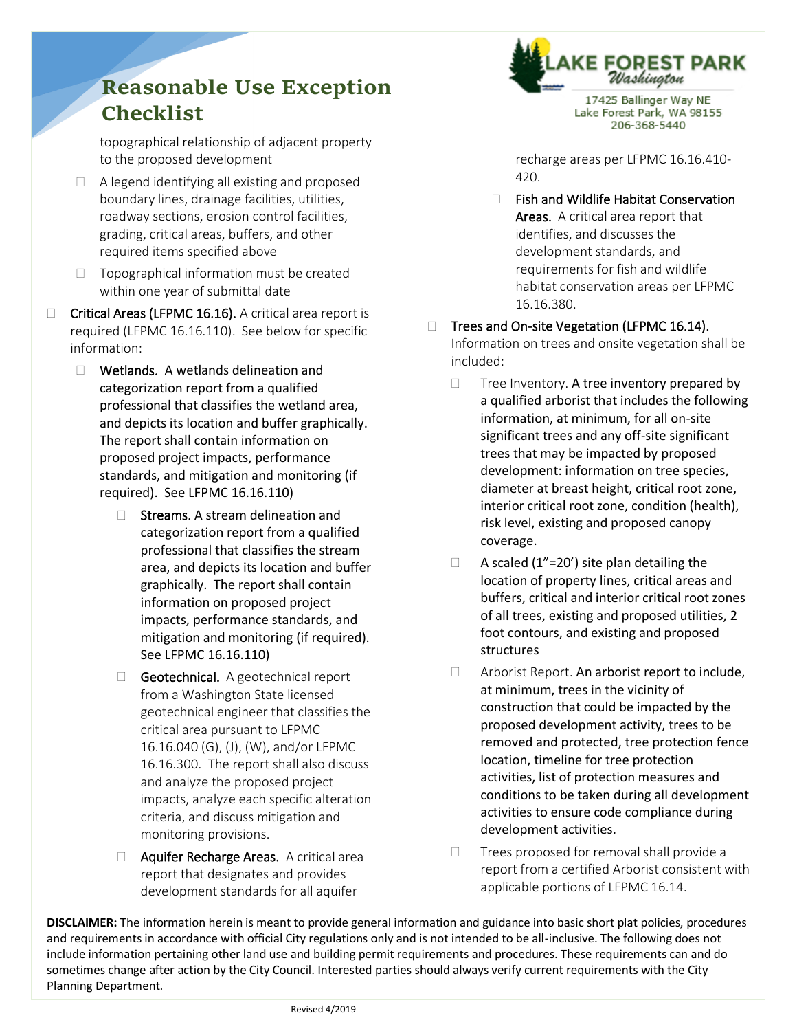# Reasonable Use Exception Checklist

topographical relationship of adjacent property to the proposed development

- ☐ A legend identifying all existing and proposed boundary lines, drainage facilities, utilities, roadway sections, erosion control facilities, grading, critical areas, buffers, and other required items specified above
- ☐ Topographical information must be created within one year of submittal date

☐ Critical Areas (LFPMC 16.16). A critical area report is required (LFPMC 16.16.110). See below for specific information:

- ☐ Wetlands. A wetlands delineation and categorization report from a qualified professional that classifies the wetland area, and depicts its location and buffer graphically. The report shall contain information on proposed project impacts, performance standards, and mitigation and monitoring (if required). See LFPMC 16.16.110)
  - ☐ Streams. A stream delineation and categorization report from a qualified professional that classifies the stream area, and depicts its location and buffer graphically. The report shall contain information on proposed project impacts, performance standards, and mitigation and monitoring (if required). See LFPMC 16.16.110)
  - ☐ Geotechnical. A geotechnical report from a Washington State licensed geotechnical engineer that classifies the critical area pursuant to LFPMC 16.16.040 (G), (J), (W), and/or LFPMC 16.16.300. The report shall also discuss and analyze the proposed project impacts, analyze each specific alteration criteria, and discuss mitigation and monitoring provisions.
  - ☐ Aquifer Recharge Areas. A critical area report that designates and provides development standards for all aquifer recharge areas per LFPMC 16.16.410-420.
  - ☐ Fish and Wildlife Habitat Conservation Areas. A critical area report that identifies, and discusses the development standards, and requirements for fish and wildlife habitat conservation areas per LFPMC 16.16.380.

☐ Trees and On-site Vegetation (LFPMC 16.14). Information on trees and onsite vegetation shall be included:

- ☐ Tree Inventory. A tree inventory prepared by a qualified arborist that includes the following information, at minimum, for all on-site significant trees and any off-site significant trees that may be impacted by proposed development: information on tree species, diameter at breast height, critical root zone, interior critical root zone, condition (health), risk level, existing and proposed canopy coverage.
- ☐ A scaled (1"=20') site plan detailing the location of property lines, critical areas and buffers, critical and interior critical root zones of all trees, existing and proposed utilities, 2 foot contours, and existing and proposed structures
- ☐ Arborist Report. An arborist report to include, at minimum, trees in the vicinity of construction that could be impacted by the proposed development activity, trees to be removed and protected, tree protection fence location, timeline for tree protection activities, list of protection measures and conditions to be taken during all development activities to ensure code compliance during development activities.
- ☐ Trees proposed for removal shall provide a report from a certified Arborist consistent with applicable portions of LFPMC 16.14.

**DISCLAIMER:** The information herein is meant to provide general information and guidance into basic short plat policies, procedures and requirements in accordance with official City regulations only and is not intended to be all-inclusive. The following does not include information pertaining other land use and building permit requirements and procedures. These requirements can and do sometimes change after action by the City Council. Interested parties should always verify current requirements with the City Planning Department.

Revised 4/2019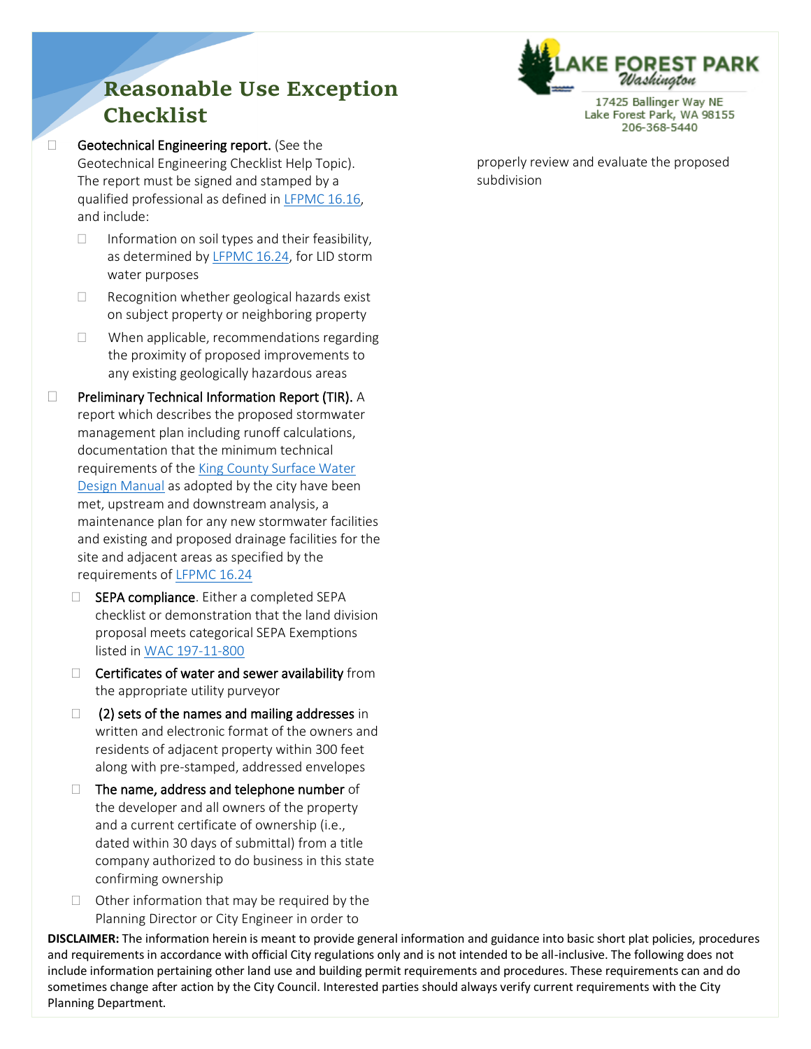# Reasonable Use Exception Checklist

LAKE FOREST PARK
Washington
17425 Ballinger Way NE
Lake Forest Park, WA 98155
206-368-5440

- ☐ **Geotechnical Engineering report.** (See the Geotechnical Engineering Checklist Help Topic). The report must be signed and stamped by a qualified professional as defined in LFPMC 16.16, and include:
  - ☐ Information on soil types and their feasibility, as determined by LFPMC 16.24, for LID storm water purposes
  - ☐ Recognition whether geological hazards exist on subject property or neighboring property
  - ☐ When applicable, recommendations regarding the proximity of proposed improvements to any existing geologically hazardous areas
- ☐ **Preliminary Technical Information Report (TIR).** A report which describes the proposed stormwater management plan including runoff calculations, documentation that the minimum technical requirements of the King County Surface Water Design Manual as adopted by the city have been met, upstream and downstream analysis, a maintenance plan for any new stormwater facilities and existing and proposed drainage facilities for the site and adjacent areas as specified by the requirements of LFPMC 16.24
  - ☐ **SEPA compliance**. Either a completed SEPA checklist or demonstration that the land division proposal meets categorical SEPA Exemptions listed in WAC 197-11-800
  - ☐ **Certificates of water and sewer availability** from the appropriate utility purveyor
  - ☐ **(2) sets of the names and mailing addresses** in written and electronic format of the owners and residents of adjacent property within 300 feet along with pre-stamped, addressed envelopes
  - ☐ **The name, address and telephone number** of the developer and all owners of the property and a current certificate of ownership (i.e., dated within 30 days of submittal) from a title company authorized to do business in this state confirming ownership
  - ☐ Other information that may be required by the Planning Director or City Engineer in order to properly review and evaluate the proposed subdivision

**DISCLAIMER:** The information herein is meant to provide general information and guidance into basic short plat policies, procedures and requirements in accordance with official City regulations only and is not intended to be all-inclusive. The following does not include information pertaining other land use and building permit requirements and procedures. These requirements can and do sometimes change after action by the City Council. Interested parties should always verify current requirements with the City Planning Department.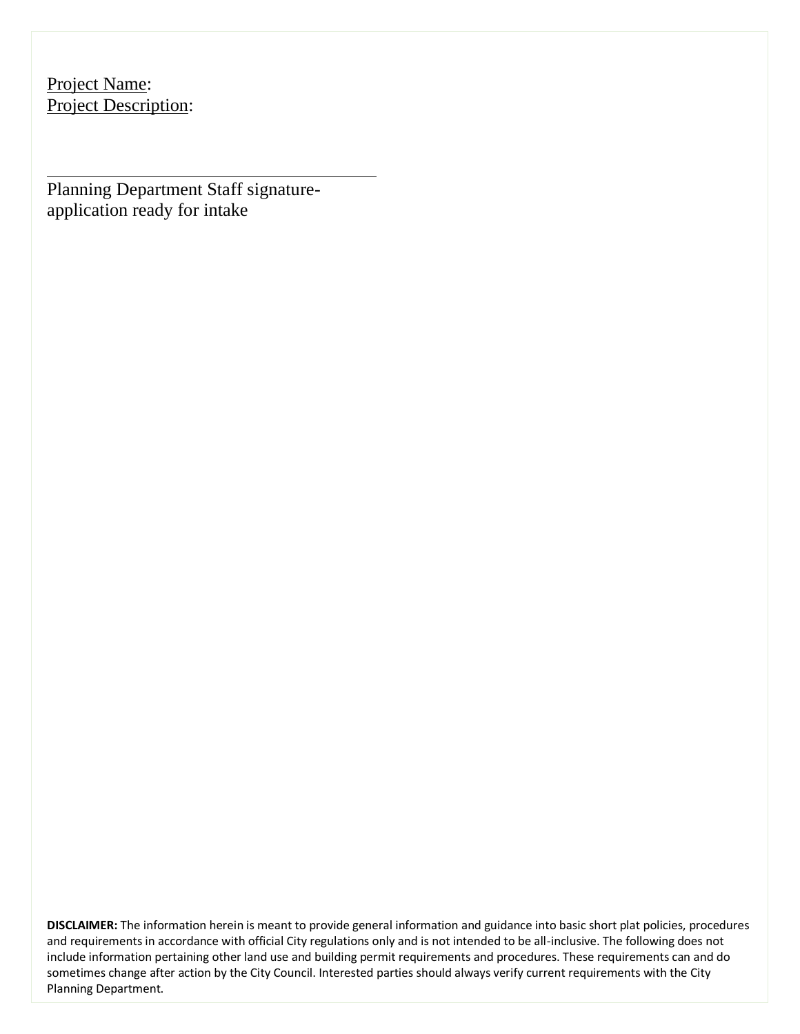<u>Project Name</u>:
<u>Project Description</u>:

\_\_\_\_\_\_\_\_\_\_\_\_\_\_\_\_\_\_\_\_\_\_\_\_\_\_\_\_\_\_\_\_\_\_\_\_\_\_\_\_

Planning Department Staff signature-
application ready for intake

**DISCLAIMER:** The information herein is meant to provide general information and guidance into basic short plat policies, procedures and requirements in accordance with official City regulations only and is not intended to be all-inclusive. The following does not include information pertaining other land use and building permit requirements and procedures. These requirements can and do sometimes change after action by the City Council. Interested parties should always verify current requirements with the City Planning Department.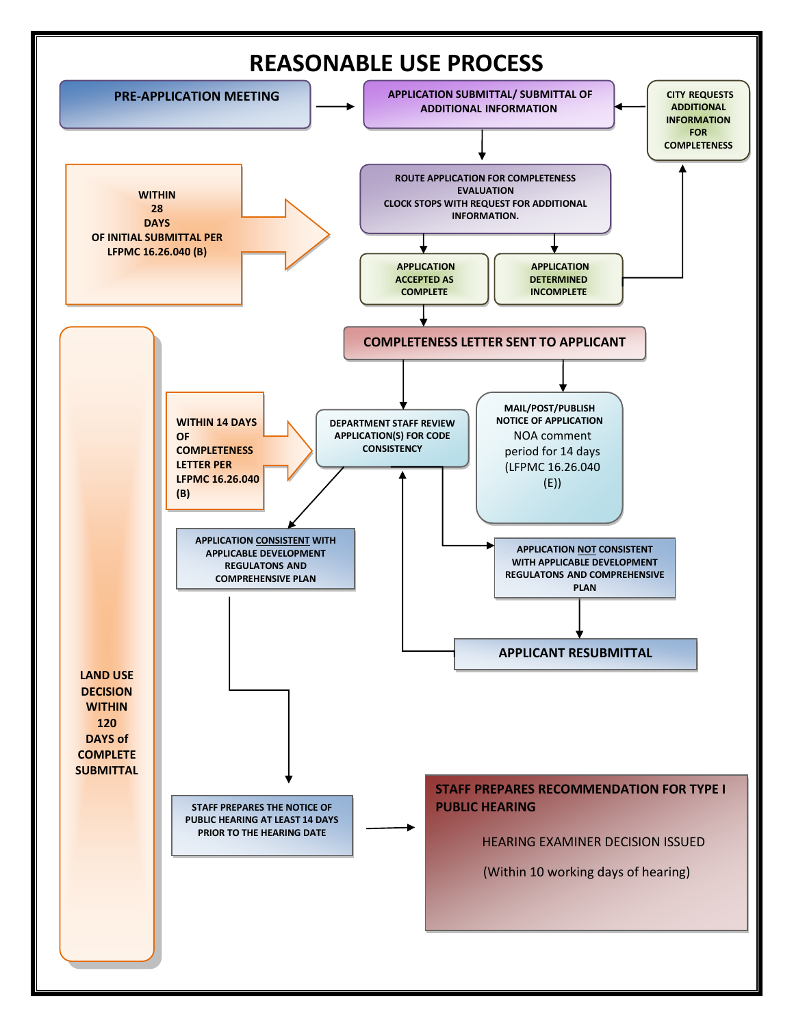# REASONABLE USE PROCESS

PRE-APPLICATION MEETING

APPLICATION SUBMITTAL/ SUBMITTAL OF ADDITIONAL INFORMATION

CITY REQUESTS ADDITIONAL INFORMATION FOR COMPLETENESS

WITHIN 28 DAYS OF INITIAL SUBMITTAL PER LFPMC 16.26.040 (B)

ROUTE APPLICATION FOR COMPLETENESS EVALUATION
CLOCK STOPS WITH REQUEST FOR ADDITIONAL INFORMATION.

APPLICATION ACCEPTED AS COMPLETE

APPLICATION DETERMINED INCOMPLETE

COMPLETENESS LETTER SENT TO APPLICANT

LAND USE DECISION WITHIN 120 DAYS of COMPLETE SUBMITTAL

WITHIN 14 DAYS OF COMPLETENESS LETTER PER LFPMC 16.26.040 (B)

DEPARTMENT STAFF REVIEW APPLICATION(S) FOR CODE CONSISTENCY

MAIL/POST/PUBLISH NOTICE OF APPLICATION
NOA comment period for 14 days (LFPMC 16.26.040 (E))

APPLICATION CONSISTENT WITH APPLICABLE DEVELOPMENT REGULATONS AND COMPREHENSIVE PLAN

APPLICATION NOT CONSISTENT WITH APPLICABLE DEVELOPMENT REGULATONS AND COMPREHENSIVE PLAN

APPLICANT RESUBMITTAL

STAFF PREPARES THE NOTICE OF PUBLIC HEARING AT LEAST 14 DAYS PRIOR TO THE HEARING DATE

STAFF PREPARES RECOMMENDATION FOR TYPE I PUBLIC HEARING

HEARING EXAMINER DECISION ISSUED

(Within 10 working days of hearing)